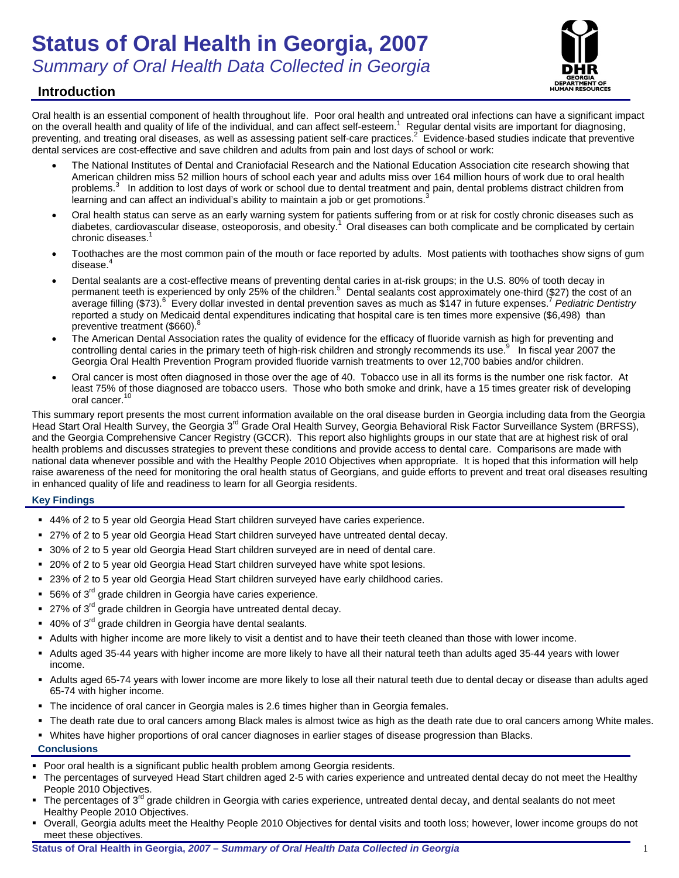# Status of Oral Health in Georgia, 2007

*Summary of Oral Health Data Collected in Georgia*

## Introduction

Oral health is an essential component of health throughout life. Poor oral health and untreated oral infections can have a significant impact on the overall health and quality of life of the individual, and can affect self-esteem.[1] Regular dental visits are important for diagnosing, preventing, and treating oral diseases, as well as assessing patient self-care practices.[2] Evidence-based studies indicate that preventive dental services are cost-effective and save children and adults from pain and lost days of school or work:

- The National Institutes of Dental and Craniofacial Research and the National Education Association cite research showing that American children miss 52 million hours of school each year and adults miss over 164 million hours of work due to oral health problems.[3] In addition to lost days of work or school due to dental treatment and pain, dental problems distract children from learning and can affect an individual's ability to maintain a job or get promotions.[3]
- Oral health status can serve as an early warning system for patients suffering from or at risk for costly chronic diseases such as diabetes, cardiovascular disease, osteoporosis, and obesity.[1] Oral diseases can both complicate and be complicated by certain chronic diseases.[1]
- Toothaches are the most common pain of the mouth or face reported by adults. Most patients with toothaches show signs of gum disease.[4]
- Dental sealants are a cost-effective means of preventing dental caries in at-risk groups; in the U.S. 80% of tooth decay in permanent teeth is experienced by only 25% of the children.[5] Dental sealants cost approximately one-third ($27) the cost of an average filling ($73).[6] Every dollar invested in dental prevention saves as much as $147 in future expenses.[7] *Pediatric Dentistry* reported a study on Medicaid dental expenditures indicating that hospital care is ten times more expensive ($6,498) than preventive treatment ($660).[8]
- The American Dental Association rates the quality of evidence for the efficacy of fluoride varnish as high for preventing and controlling dental caries in the primary teeth of high-risk children and strongly recommends its use.[9] In fiscal year 2007 the Georgia Oral Health Prevention Program provided fluoride varnish treatments to over 12,700 babies and/or children.
- Oral cancer is most often diagnosed in those over the age of 40. Tobacco use in all its forms is the number one risk factor. At least 75% of those diagnosed are tobacco users. Those who both smoke and drink, have a 15 times greater risk of developing oral cancer.[10]

This summary report presents the most current information available on the oral disease burden in Georgia including data from the Georgia Head Start Oral Health Survey, the Georgia 3rd Grade Oral Health Survey, Georgia Behavioral Risk Factor Surveillance System (BRFSS), and the Georgia Comprehensive Cancer Registry (GCCR). This report also highlights groups in our state that are at highest risk of oral health problems and discusses strategies to prevent these conditions and provide access to dental care. Comparisons are made with national data whenever possible and with the Healthy People 2010 Objectives when appropriate. It is hoped that this information will help raise awareness of the need for monitoring the oral health status of Georgians, and guide efforts to prevent and treat oral diseases resulting in enhanced quality of life and readiness to learn for all Georgia residents.

### Key Findings

- 44% of 2 to 5 year old Georgia Head Start children surveyed have caries experience.
- 27% of 2 to 5 year old Georgia Head Start children surveyed have untreated dental decay.
- 30% of 2 to 5 year old Georgia Head Start children surveyed are in need of dental care.
- 20% of 2 to 5 year old Georgia Head Start children surveyed have white spot lesions.
- 23% of 2 to 5 year old Georgia Head Start children surveyed have early childhood caries.
- 56% of 3rd grade children in Georgia have caries experience.
- 27% of 3rd grade children in Georgia have untreated dental decay.
- 40% of 3rd grade children in Georgia have dental sealants.
- Adults with higher income are more likely to visit a dentist and to have their teeth cleaned than those with lower income.
- Adults aged 35-44 years with higher income are more likely to have all their natural teeth than adults aged 35-44 years with lower income.
- Adults aged 65-74 years with lower income are more likely to lose all their natural teeth due to dental decay or disease than adults aged 65-74 with higher income.
- The incidence of oral cancer in Georgia males is 2.6 times higher than in Georgia females.
- The death rate due to oral cancers among Black males is almost twice as high as the death rate due to oral cancers among White males.
- Whites have higher proportions of oral cancer diagnoses in earlier stages of disease progression than Blacks.

### Conclusions

- Poor oral health is a significant public health problem among Georgia residents.
- The percentages of surveyed Head Start children aged 2-5 with caries experience and untreated dental decay do not meet the Healthy People 2010 Objectives.
- The percentages of 3rd grade children in Georgia with caries experience, untreated dental decay, and dental sealants do not meet Healthy People 2010 Objectives.
- Overall, Georgia adults meet the Healthy People 2010 Objectives for dental visits and tooth loss; however, lower income groups do not meet these objectives.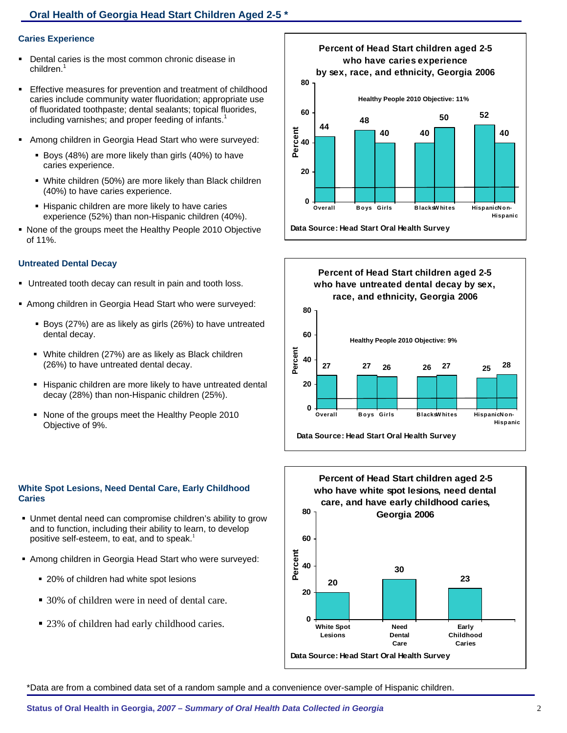## Oral Health of Georgia Head Start Children Aged 2-5 *

### Caries Experience

- Dental caries is the most common chronic disease in children.[1]
- Effective measures for prevention and treatment of childhood caries include community water fluoridation; appropriate use of fluoridated toothpaste; dental sealants; topical fluorides, including varnishes; and proper feeding of infants.[1]
- Among children in Georgia Head Start who were surveyed:
  - Boys (48%) are more likely than girls (40%) to have caries experience.
  - White children (50%) are more likely than Black children (40%) to have caries experience.
  - Hispanic children are more likely to have caries experience (52%) than non-Hispanic children (40%).
- None of the groups meet the Healthy People 2010 Objective of 11%.

**Percent of Head Start children aged 2-5 who have caries experience by sex, race, and ethnicity, Georgia 2006**

Healthy People 2010 Objective: 11%

| Group | Percent |
|---|---|
| Overall | 44 |
| Boys | 48 |
| Girls | 40 |
| Blacks | 40 |
| Whites | 50 |
| Hispanic | 52 |
| Non-Hispanic | 40 |

Data Source: Head Start Oral Health Survey

### Untreated Dental Decay

- Untreated tooth decay can result in pain and tooth loss.
- Among children in Georgia Head Start who were surveyed:
  - Boys (27%) are as likely as girls (26%) to have untreated dental decay.
  - White children (27%) are as likely as Black children (26%) to have untreated dental decay.
  - Hispanic children are more likely to have untreated dental decay (28%) than non-Hispanic children (25%).
  - None of the groups meet the Healthy People 2010 Objective of 9%.

**Percent of Head Start children aged 2-5 who have untreated dental decay by sex, race, and ethnicity, Georgia 2006**

Healthy People 2010 Objective: 9%

| Group | Percent |
|---|---|
| Overall | 27 |
| Boys | 27 |
| Girls | 26 |
| Blacks | 26 |
| Whites | 27 |
| Hispanic | 25 |
| Non-Hispanic | 28 |

Data Source: Head Start Oral Health Survey

### White Spot Lesions, Need Dental Care, Early Childhood Caries

- Unmet dental need can compromise children's ability to grow and to function, including their ability to learn, to develop positive self-esteem, to eat, and to speak.[1]
- Among children in Georgia Head Start who were surveyed:
  - 20% of children had white spot lesions
  - 30% of children were in need of dental care.
  - 23% of children had early childhood caries.

**Percent of Head Start children aged 2-5 who have white spot lesions, need dental care, and have early childhood caries, Georgia 2006**

| Measure | Percent |
|---|---|
| White Spot Lesions | 20 |
| Need Dental Care | 30 |
| Early Childhood Caries | 23 |

Data Source: Head Start Oral Health Survey

*Data are from a combined data set of a random sample and a convenience over-sample of Hispanic children.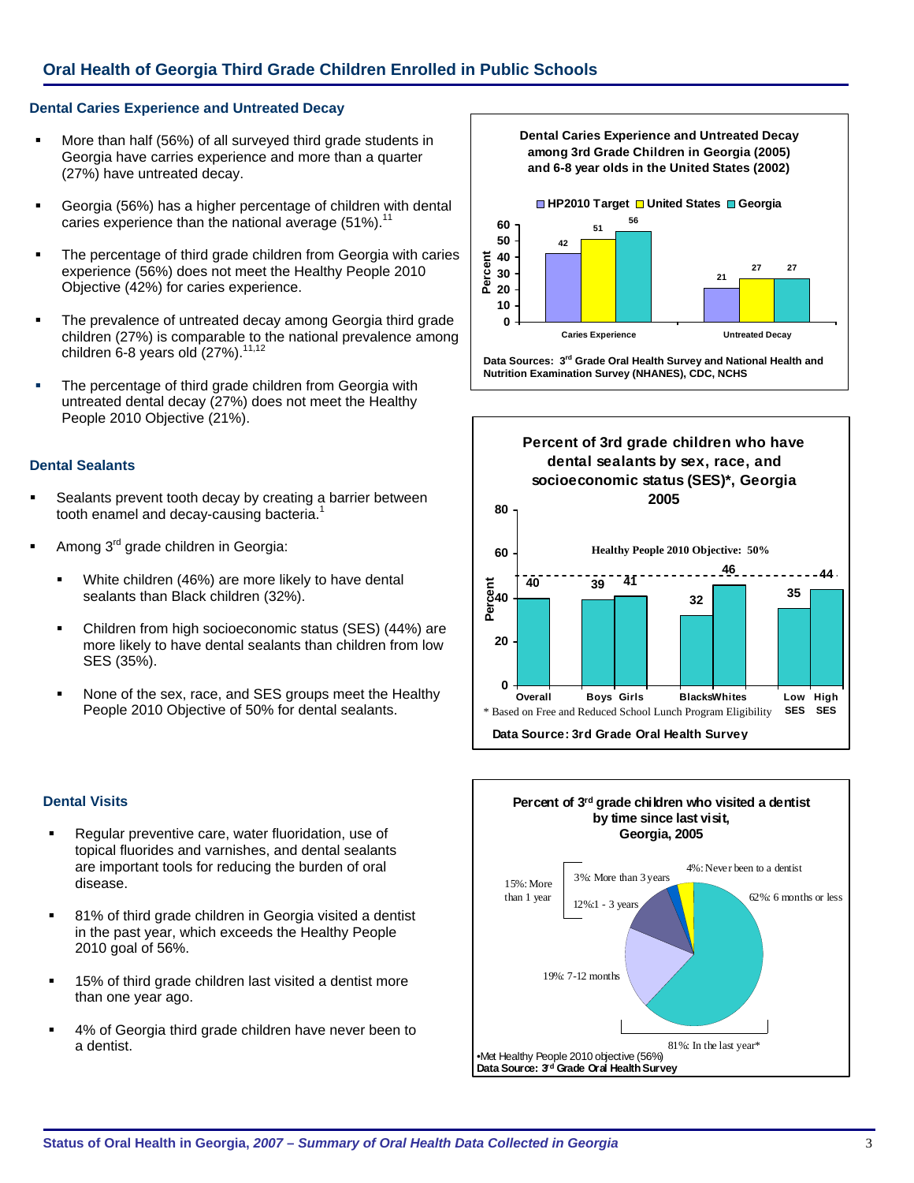## Oral Health of Georgia Third Grade Children Enrolled in Public Schools

### Dental Caries Experience and Untreated Decay

- More than half (56%) of all surveyed third grade students in Georgia have caries experience and more than a quarter (27%) have untreated decay.
- Georgia (56%) has a higher percentage of children with dental caries experience than the national average (51%).[11]
- The percentage of third grade children from Georgia with caries experience (56%) does not meet the Healthy People 2010 Objective (42%) for caries experience.
- The prevalence of untreated decay among Georgia third grade children (27%) is comparable to the national prevalence among children 6-8 years old (27%).[11,12]
- The percentage of third grade children from Georgia with untreated dental decay (27%) does not meet the Healthy People 2010 Objective (21%).

**Dental Caries Experience and Untreated Decay among 3rd Grade Children in Georgia (2005) and 6-8 year olds in the United States (2002)**

| | HP2010 Target | United States | Georgia |
|---|---|---|---|
| Caries Experience | 42 | 51 | 56 |
| Untreated Decay | 21 | 27 | 27 |

Data Sources: 3rd Grade Oral Health Survey and National Health and Nutrition Examination Survey (NHANES), CDC, NCHS

### Dental Sealants

- Sealants prevent tooth decay by creating a barrier between tooth enamel and decay-causing bacteria.[1]
- Among 3rd grade children in Georgia:
  - White children (46%) are more likely to have dental sealants than Black children (32%).
  - Children from high socioeconomic status (SES) (44%) are more likely to have dental sealants than children from low SES (35%).
  - None of the sex, race, and SES groups meet the Healthy People 2010 Objective of 50% for dental sealants.

**Percent of 3rd grade children who have dental sealants by sex, race, and socioeconomic status (SES)\*, Georgia 2005**

Healthy People 2010 Objective: 50%

| Group | Percent |
|---|---|
| Overall | 40 |
| Boys | 39 |
| Girls | 41 |
| Blacks | 32 |
| Whites | 46 |
| Low SES | 35 |
| High SES | 44 |

\* Based on Free and Reduced School Lunch Program Eligibility

Data Source: 3rd Grade Oral Health Survey

### Dental Visits

- Regular preventive care, water fluoridation, use of topical fluorides and varnishes, and dental sealants are important tools for reducing the burden of oral disease.
- 81% of third grade children in Georgia visited a dentist in the past year, which exceeds the Healthy People 2010 goal of 56%.
- 15% of third grade children last visited a dentist more than one year ago.
- 4% of Georgia third grade children have never been to a dentist.

**Percent of 3rd grade children who visited a dentist by time since last visit, Georgia, 2005**

| Time since last visit | Percent |
|---|---|
| 6 months or less | 62% |
| 7-12 months | 19% |
| 1 - 3 years | 12% |
| More than 3 years | 3% |
| Never been to a dentist | 4% |

81%: In the last year\*; 15%: More than 1 year

•Met Healthy People 2010 objective (56%)

Data Source: 3rd Grade Oral Health Survey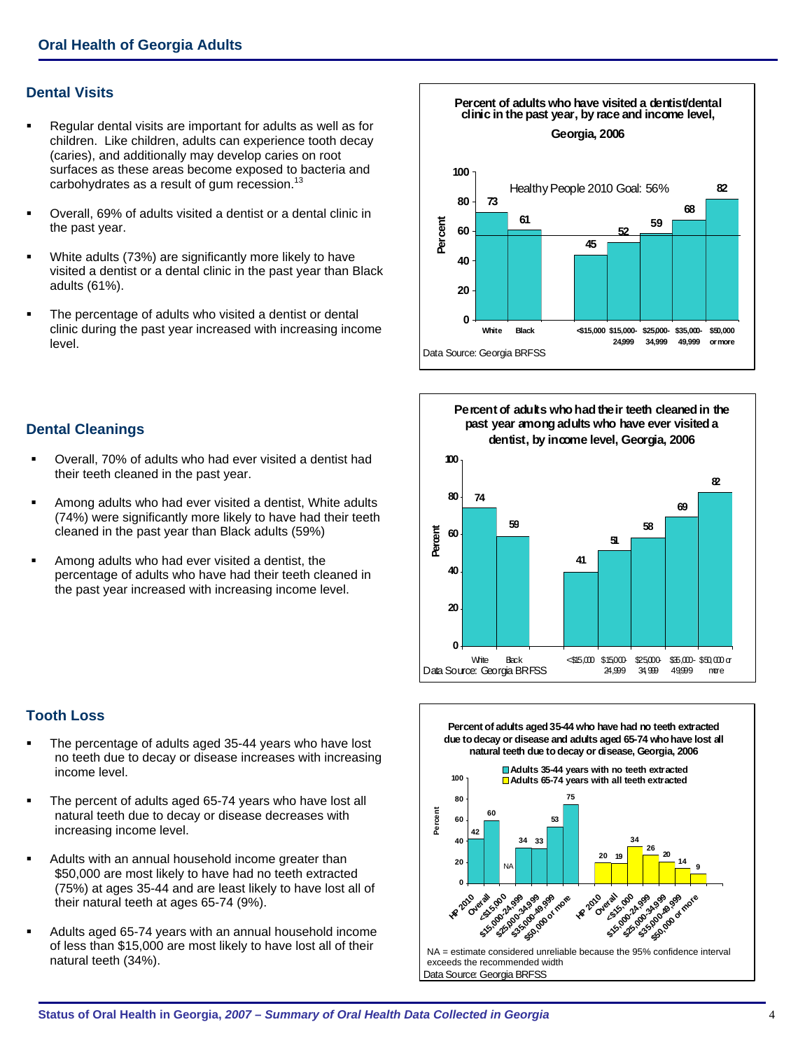## Oral Health of Georgia Adults

### Dental Visits

- Regular dental visits are important for adults as well as for children. Like children, adults can experience tooth decay (caries), and additionally may develop caries on root surfaces as these areas become exposed to bacteria and carbohydrates as a result of gum recession.[13]
- Overall, 69% of adults visited a dentist or a dental clinic in the past year.
- White adults (73%) are significantly more likely to have visited a dentist or a dental clinic in the past year than Black adults (61%).
- The percentage of adults who visited a dentist or dental clinic during the past year increased with increasing income level.

**Percent of adults who have visited a dentist/dental clinic in the past year, by race and income level, Georgia, 2006**

| Group | Percent |
|---|---|
| White | 73 |
| Black | 61 |
| <$15,000 | 45 |
| $15,000-24,999 | 52 |
| $25,000-34,999 | 59 |
| $35,000-49,999 | 68 |
| $50,000 or more | 82 |

Healthy People 2010 Goal: 56%

Data Source: Georgia BRFSS

### Dental Cleanings

- Overall, 70% of adults who had ever visited a dentist had their teeth cleaned in the past year.
- Among adults who had ever visited a dentist, White adults (74%) were significantly more likely to have had their teeth cleaned in the past year than Black adults (59%)
- Among adults who had ever visited a dentist, the percentage of adults who have had their teeth cleaned in the past year increased with increasing income level.

**Percent of adults who had their teeth cleaned in the past year among adults who have ever visited a dentist, by income level, Georgia, 2006**

| Group | Percent |
|---|---|
| White | 74 |
| Black | 59 |
| <$15,000 | 41 |
| $15,000-24,999 | 51 |
| $25,000-34,999 | 58 |
| $35,000-49,999 | 69 |
| $50,000 or more | 82 |

Data Source: Georgia BRFSS

### Tooth Loss

- The percentage of adults aged 35-44 years who have lost no teeth due to decay or disease increases with increasing income level.
- The percent of adults aged 65-74 years who have lost all natural teeth due to decay or disease decreases with increasing income level.
- Adults with an annual household income greater than $50,000 are most likely to have had no teeth extracted (75%) at ages 35-44 and are least likely to have lost all of their natural teeth at ages 65-74 (9%).
- Adults aged 65-74 years with an annual household income of less than $15,000 are most likely to have lost all of their natural teeth (34%).

**Percent of adults aged 35-44 who have had no teeth extracted due to decay or disease and adults aged 65-74 who have lost all natural teeth due to decay or disease, Georgia, 2006**

| Group | Adults 35-44 years with no teeth extracted | Adults 65-74 years with all teeth extracted |
|---|---|---|
| HP 2010 | 42 | 20 |
| Overall | 60 | 19 |
| <$15,000 | NA | 34 |
| $15,000-24,999 | 34 | 26 |
| $25,000-34,999 | 33 | 20 |
| $35,000-49,999 | 53 | 14 |
| $50,000 or more | 75 | 9 |

NA = estimate considered unreliable because the 95% confidence interval exceeds the recommended width

Data Source: Georgia BRFSS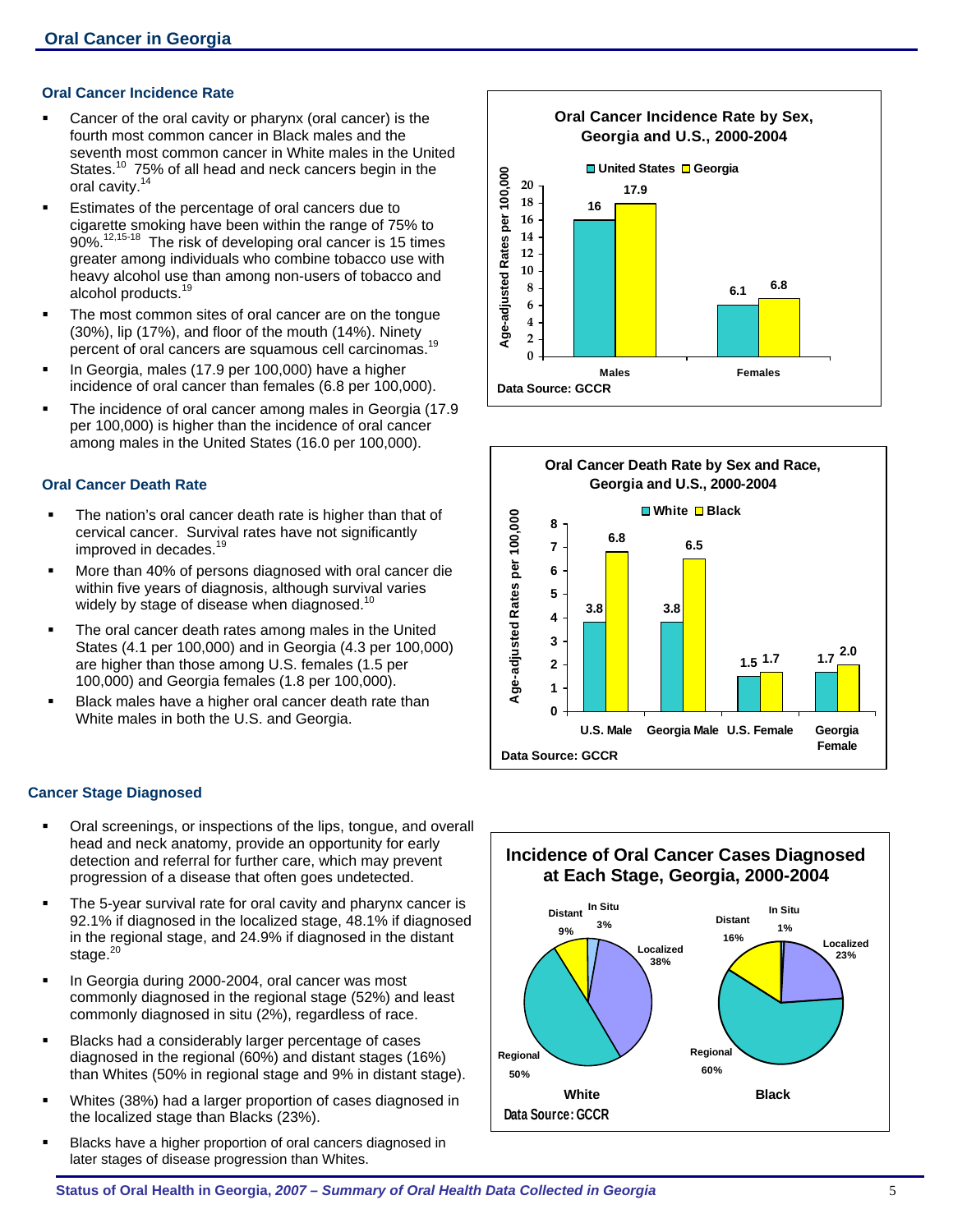## Oral Cancer in Georgia

### Oral Cancer Incidence Rate

- Cancer of the oral cavity or pharynx (oral cancer) is the fourth most common cancer in Black males and the seventh most common cancer in White males in the United States.[10] 75% of all head and neck cancers begin in the oral cavity.[14]
- Estimates of the percentage of oral cancers due to cigarette smoking have been within the range of 75% to 90%.[12,15-18] The risk of developing oral cancer is 15 times greater among individuals who combine tobacco use with heavy alcohol use than among non-users of tobacco and alcohol products.[19]
- The most common sites of oral cancer are on the tongue (30%), lip (17%), and floor of the mouth (14%). Ninety percent of oral cancers are squamous cell carcinomas.[19]
- In Georgia, males (17.9 per 100,000) have a higher incidence of oral cancer than females (6.8 per 100,000).
- The incidence of oral cancer among males in Georgia (17.9 per 100,000) is higher than the incidence of oral cancer among males in the United States (16.0 per 100,000).

**Oral Cancer Incidence Rate by Sex, Georgia and U.S., 2000-2004**

Age-adjusted Rates per 100,000

| | United States | Georgia |
|---|---|---|
| Males | 16 | 17.9 |
| Females | 6.1 | 6.8 |

Data Source: GCCR

### Oral Cancer Death Rate

- The nation's oral cancer death rate is higher than that of cervical cancer. Survival rates have not significantly improved in decades.[19]
- More than 40% of persons diagnosed with oral cancer die within five years of diagnosis, although survival varies widely by stage of disease when diagnosed.[10]
- The oral cancer death rates among males in the United States (4.1 per 100,000) and in Georgia (4.3 per 100,000) are higher than those among U.S. females (1.5 per 100,000) and Georgia females (1.8 per 100,000).
- Black males have a higher oral cancer death rate than White males in both the U.S. and Georgia.

**Oral Cancer Death Rate by Sex and Race, Georgia and U.S., 2000-2004**

Age-adjusted Rates per 100,000

| | White | Black |
|---|---|---|
| U.S. Male | 3.8 | 6.8 |
| Georgia Male | 3.8 | 6.5 |
| U.S. Female | 1.5 | 1.7 |
| Georgia Female | 1.7 | 2.0 |

Data Source: GCCR

### Cancer Stage Diagnosed

- Oral screenings, or inspections of the lips, tongue, and overall head and neck anatomy, provide an opportunity for early detection and referral for further care, which may prevent progression of a disease that often goes undetected.
- The 5-year survival rate for oral cavity and pharynx cancer is 92.1% if diagnosed in the localized stage, 48.1% if diagnosed in the regional stage, and 24.9% if diagnosed in the distant stage.[20]
- In Georgia during 2000-2004, oral cancer was most commonly diagnosed in the regional stage (52%) and least commonly diagnosed in situ (2%), regardless of race.
- Blacks had a considerably larger percentage of cases diagnosed in the regional (60%) and distant stages (16%) than Whites (50% in regional stage and 9% in distant stage).
- Whites (38%) had a larger proportion of cases diagnosed in the localized stage than Blacks (23%).
- Blacks have a higher proportion of oral cancers diagnosed in later stages of disease progression than Whites.

**Incidence of Oral Cancer Cases Diagnosed at Each Stage, Georgia, 2000-2004**

| Stage | White | Black |
|---|---|---|
| In Situ | 3% | 1% |
| Localized | 38% | 23% |
| Regional | 50% | 60% |
| Distant | 9% | 16% |

Data Source: GCCR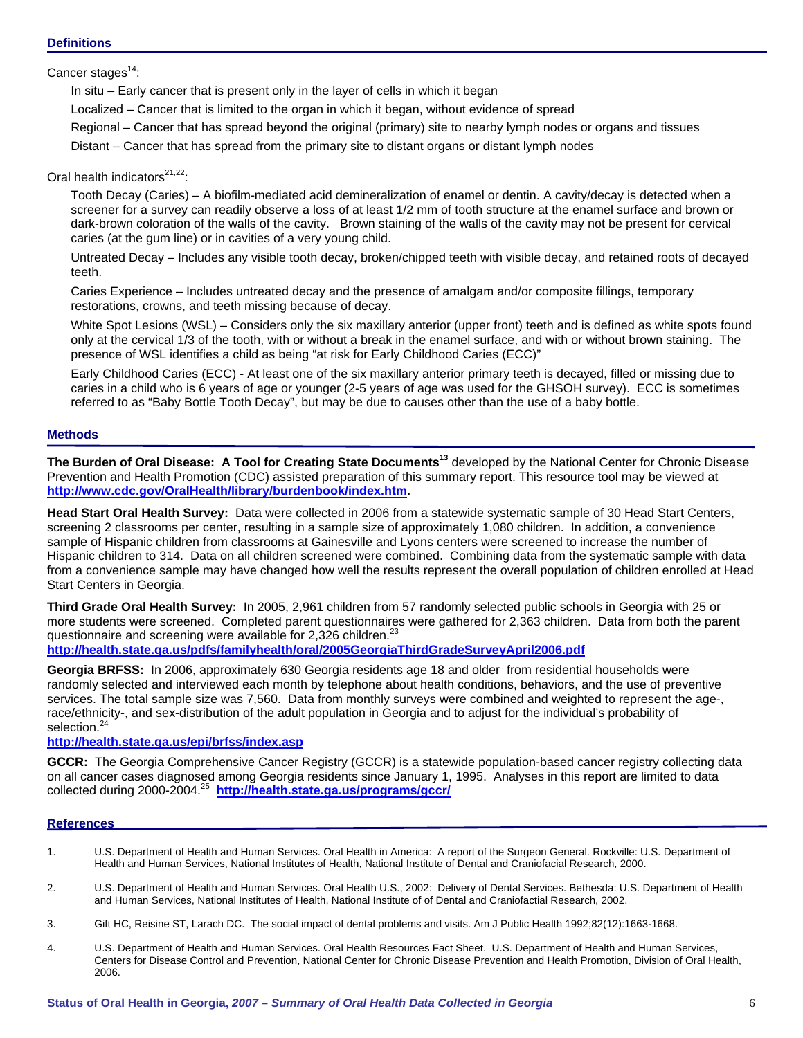## Definitions

Cancer stages[14]:

In situ – Early cancer that is present only in the layer of cells in which it began

Localized – Cancer that is limited to the organ in which it began, without evidence of spread

Regional – Cancer that has spread beyond the original (primary) site to nearby lymph nodes or organs and tissues

Distant – Cancer that has spread from the primary site to distant organs or distant lymph nodes

Oral health indicators[21,22]:

Tooth Decay (Caries) – A biofilm-mediated acid demineralization of enamel or dentin. A cavity/decay is detected when a screener for a survey can readily observe a loss of at least 1/2 mm of tooth structure at the enamel surface and brown or dark-brown coloration of the walls of the cavity. Brown staining of the walls of the cavity may not be present for cervical caries (at the gum line) or in cavities of a very young child.

Untreated Decay – Includes any visible tooth decay, broken/chipped teeth with visible decay, and retained roots of decayed teeth.

Caries Experience – Includes untreated decay and the presence of amalgam and/or composite fillings, temporary restorations, crowns, and teeth missing because of decay.

White Spot Lesions (WSL) – Considers only the six maxillary anterior (upper front) teeth and is defined as white spots found only at the cervical 1/3 of the tooth, with or without a break in the enamel surface, and with or without brown staining. The presence of WSL identifies a child as being "at risk for Early Childhood Caries (ECC)"

Early Childhood Caries (ECC) - At least one of the six maxillary anterior primary teeth is decayed, filled or missing due to caries in a child who is 6 years of age or younger (2-5 years of age was used for the GHSOH survey). ECC is sometimes referred to as "Baby Bottle Tooth Decay", but may be due to causes other than the use of a baby bottle.

## Methods

**The Burden of Oral Disease: A Tool for Creating State Documents[13]** developed by the National Center for Chronic Disease Prevention and Health Promotion (CDC) assisted preparation of this summary report. This resource tool may be viewed at **http://www.cdc.gov/OralHealth/library/burdenbook/index.htm.**

**Head Start Oral Health Survey:** Data were collected in 2006 from a statewide systematic sample of 30 Head Start Centers, screening 2 classrooms per center, resulting in a sample size of approximately 1,080 children. In addition, a convenience sample of Hispanic children from classrooms at Gainesville and Lyons centers were screened to increase the number of Hispanic children to 314. Data on all children screened were combined. Combining data from the systematic sample with data from a convenience sample may have changed how well the results represent the overall population of children enrolled at Head Start Centers in Georgia.

**Third Grade Oral Health Survey:** In 2005, 2,961 children from 57 randomly selected public schools in Georgia with 25 or more students were screened. Completed parent questionnaires were gathered for 2,363 children. Data from both the parent questionnaire and screening were available for 2,326 children.[23]
**http://health.state.ga.us/pdfs/familyhealth/oral/2005GeorgiaThirdGradeSurveyApril2006.pdf**

**Georgia BRFSS:** In 2006, approximately 630 Georgia residents age 18 and older from residential households were randomly selected and interviewed each month by telephone about health conditions, behaviors, and the use of preventive services. The total sample size was 7,560. Data from monthly surveys were combined and weighted to represent the age-, race/ethnicity-, and sex-distribution of the adult population in Georgia and to adjust for the individual's probability of selection.[24]
**http://health.state.ga.us/epi/brfss/index.asp**

**GCCR:** The Georgia Comprehensive Cancer Registry (GCCR) is a statewide population-based cancer registry collecting data on all cancer cases diagnosed among Georgia residents since January 1, 1995. Analyses in this report are limited to data collected during 2000-2004.[25] **http://health.state.ga.us/programs/gccr/**

## References

1. U.S. Department of Health and Human Services. Oral Health in America: A report of the Surgeon General. Rockville: U.S. Department of Health and Human Services, National Institutes of Health, National Institute of Dental and Craniofacial Research, 2000.

2. U.S. Department of Health and Human Services. Oral Health U.S., 2002: Delivery of Dental Services. Bethesda: U.S. Department of Health and Human Services, National Institutes of Health, National Institute of of Dental and Craniofactial Research, 2002.

3. Gift HC, Reisine ST, Larach DC. The social impact of dental problems and visits. Am J Public Health 1992;82(12):1663-1668.

4. U.S. Department of Health and Human Services. Oral Health Resources Fact Sheet. U.S. Department of Health and Human Services, Centers for Disease Control and Prevention, National Center for Chronic Disease Prevention and Health Promotion, Division of Oral Health, 2006.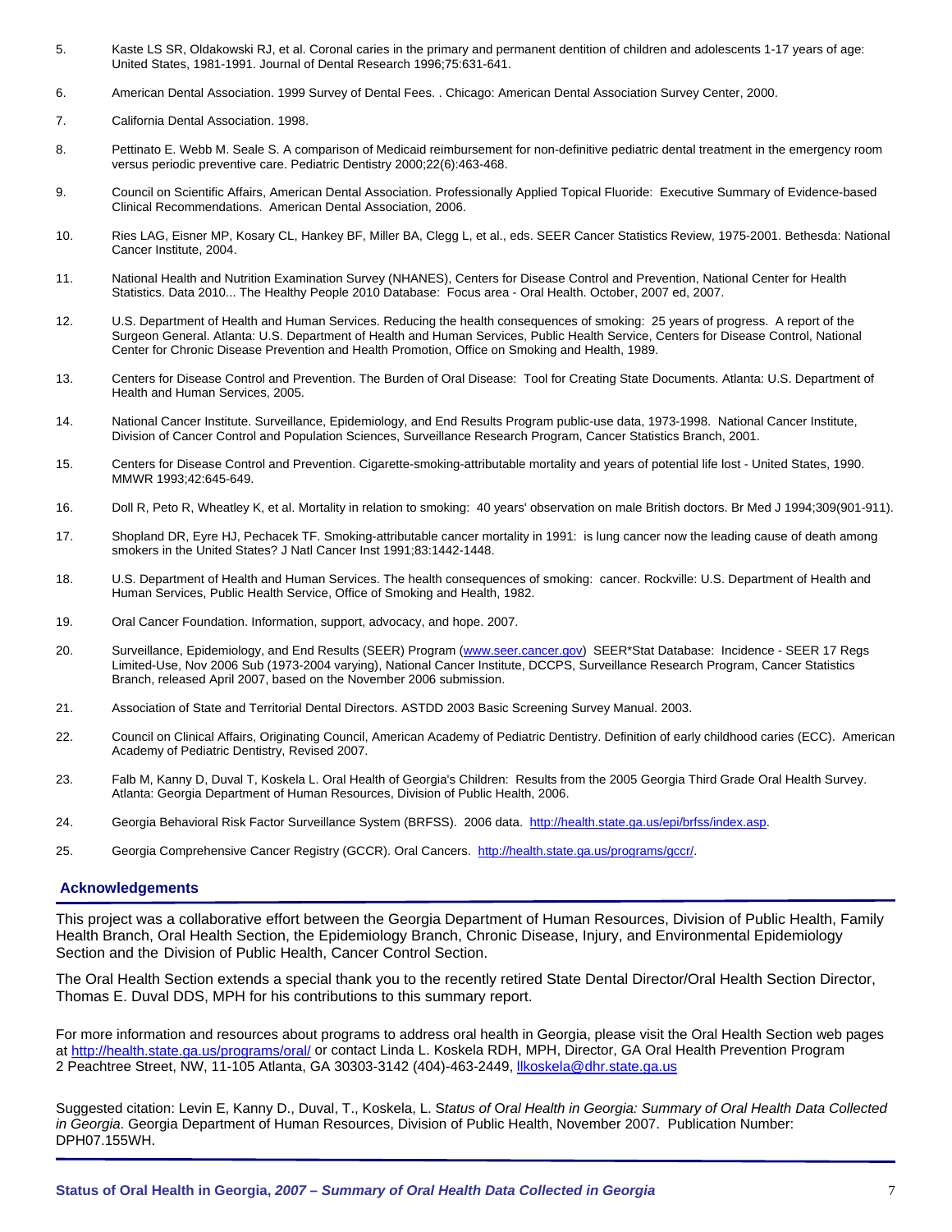5. Kaste LS SR, Oldakowski RJ, et al. Coronal caries in the primary and permanent dentition of children and adolescents 1-17 years of age: United States, 1981-1991. Journal of Dental Research 1996;75:631-641.

6. American Dental Association. 1999 Survey of Dental Fees. . Chicago: American Dental Association Survey Center, 2000.

7. California Dental Association. 1998.

8. Pettinato E. Webb M. Seale S. A comparison of Medicaid reimbursement for non-definitive pediatric dental treatment in the emergency room versus periodic preventive care. Pediatric Dentistry 2000;22(6):463-468.

9. Council on Scientific Affairs, American Dental Association. Professionally Applied Topical Fluoride: Executive Summary of Evidence-based Clinical Recommendations. American Dental Association, 2006.

10. Ries LAG, Eisner MP, Kosary CL, Hankey BF, Miller BA, Clegg L, et al., eds. SEER Cancer Statistics Review, 1975-2001. Bethesda: National Cancer Institute, 2004.

11. National Health and Nutrition Examination Survey (NHANES), Centers for Disease Control and Prevention, National Center for Health Statistics. Data 2010... The Healthy People 2010 Database: Focus area - Oral Health. October, 2007 ed, 2007.

12. U.S. Department of Health and Human Services. Reducing the health consequences of smoking: 25 years of progress. A report of the Surgeon General. Atlanta: U.S. Department of Health and Human Services, Public Health Service, Centers for Disease Control, National Center for Chronic Disease Prevention and Health Promotion, Office on Smoking and Health, 1989.

13. Centers for Disease Control and Prevention. The Burden of Oral Disease: Tool for Creating State Documents. Atlanta: U.S. Department of Health and Human Services, 2005.

14. National Cancer Institute. Surveillance, Epidemiology, and End Results Program public-use data, 1973-1998. National Cancer Institute, Division of Cancer Control and Population Sciences, Surveillance Research Program, Cancer Statistics Branch, 2001.

15. Centers for Disease Control and Prevention. Cigarette-smoking-attributable mortality and years of potential life lost - United States, 1990. MMWR 1993;42:645-649.

16. Doll R, Peto R, Wheatley K, et al. Mortality in relation to smoking: 40 years' observation on male British doctors. Br Med J 1994;309(901-911).

17. Shopland DR, Eyre HJ, Pechacek TF. Smoking-attributable cancer mortality in 1991: is lung cancer now the leading cause of death among smokers in the United States? J Natl Cancer Inst 1991;83:1442-1448.

18. U.S. Department of Health and Human Services. The health consequences of smoking: cancer. Rockville: U.S. Department of Health and Human Services, Public Health Service, Office of Smoking and Health, 1982.

19. Oral Cancer Foundation. Information, support, advocacy, and hope. 2007.

20. Surveillance, Epidemiology, and End Results (SEER) Program (www.seer.cancer.gov) SEER*Stat Database: Incidence - SEER 17 Regs Limited-Use, Nov 2006 Sub (1973-2004 varying), National Cancer Institute, DCCPS, Surveillance Research Program, Cancer Statistics Branch, released April 2007, based on the November 2006 submission.

21. Association of State and Territorial Dental Directors. ASTDD 2003 Basic Screening Survey Manual. 2003.

22. Council on Clinical Affairs, Originating Council, American Academy of Pediatric Dentistry. Definition of early childhood caries (ECC). American Academy of Pediatric Dentistry, Revised 2007.

23. Falb M, Kanny D, Duval T, Koskela L. Oral Health of Georgia's Children: Results from the 2005 Georgia Third Grade Oral Health Survey. Atlanta: Georgia Department of Human Resources, Division of Public Health, 2006.

24. Georgia Behavioral Risk Factor Surveillance System (BRFSS). 2006 data. http://health.state.ga.us/epi/brfss/index.asp.

25. Georgia Comprehensive Cancer Registry (GCCR). Oral Cancers. http://health.state.ga.us/programs/gccr/.

## Acknowledgements

This project was a collaborative effort between the Georgia Department of Human Resources, Division of Public Health, Family Health Branch, Oral Health Section, the Epidemiology Branch, Chronic Disease, Injury, and Environmental Epidemiology Section and the Division of Public Health, Cancer Control Section.

The Oral Health Section extends a special thank you to the recently retired State Dental Director/Oral Health Section Director, Thomas E. Duval DDS, MPH for his contributions to this summary report.

For more information and resources about programs to address oral health in Georgia, please visit the Oral Health Section web pages at http://health.state.ga.us/programs/oral/ or contact Linda L. Koskela RDH, MPH, Director, GA Oral Health Prevention Program 2 Peachtree Street, NW, 11-105 Atlanta, GA 30303-3142 (404)-463-2449, llkoskela@dhr.state.ga.us

Suggested citation: Levin E, Kanny D., Duval, T., Koskela, L. S*tatus of Oral Health in Georgia: Summary of Oral Health Data Collected in Georgia*. Georgia Department of Human Resources, Division of Public Health, November 2007. Publication Number: DPH07.155WH.